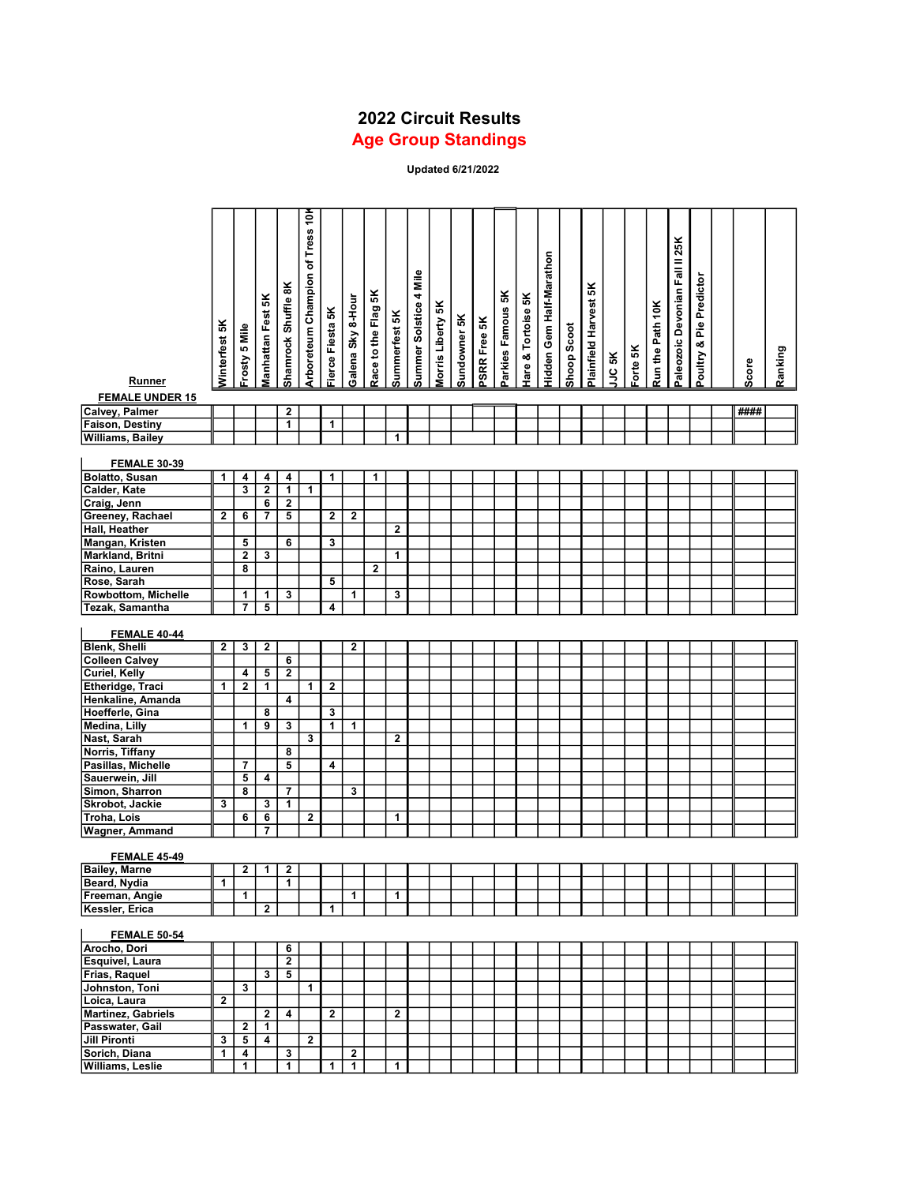# 2022 Circuit Results

## Age Group Standings

**Updated 6/21/2022**

| Runner | Winterfest 5K | Frosty 5 Mile | Manhattan Fest 5K | Shamrock Shuffle 8K | Arboreteum Champion of Tress 10K | Fierce Fiesta 5K | Galena Sky 8-Hour | Race to the Flag 5K | Summerfest 5K | Summer Solstice 4 Mile | Morris Liberty 5K | Sundowner 5K | PSRR Free 5K | Parkies Famous 5K | Hare & Tortoise 5K | Hidden Gem Half-Marathon | Shoop Scoot | Plainfield Harvest 5K | JJC 5K | Forte 5K | Run the Path 10K | Paleozoic Devonian Fall II 25K | Poultry & Pie Predictor | | Score | Ranking |
|---|---|---|---|---|---|---|---|---|---|---|---|---|---|---|---|---|---|---|---|---|---|---|---|---|---|---|
| **FEMALE UNDER 15** | | | | | | | | | | | | | | | | | | | | | | | | | | |
| Calvey, Palmer | | | | 2 | | | | | | | | | | | | | | | | | | | | | #### | |
| Faison, Destiny | | | | 1 | | 1 | | | | | | | | | | | | | | | | | | | | |
| Williams, Bailey | | | | | | | | | 1 | | | | | | | | | | | | | | | | | |
| **FEMALE 30-39** | | | | | | | | | | | | | | | | | | | | | | | | | | |
| Bolatto, Susan | 1 | 4 | 4 | 4 | | 1 | | 1 | | | | | | | | | | | | | | | | | | |
| Calder, Kate | | 3 | 2 | 1 | 1 | | | | | | | | | | | | | | | | | | | | | |
| Craig, Jenn | | | 6 | 2 | | | | | | | | | | | | | | | | | | | | | | |
| Greeney, Rachael | 2 | 6 | 7 | 5 | | 2 | 2 | | | | | | | | | | | | | | | | | | | |
| Hall, Heather | | | | | | | | | 2 | | | | | | | | | | | | | | | | | |
| Mangan, Kristen | | 5 | | 6 | | 3 | | | | | | | | | | | | | | | | | | | | |
| Markland, Britni | | 2 | 3 | | | | | | 1 | | | | | | | | | | | | | | | | | |
| Raino, Lauren | | 8 | | | | | | 2 | | | | | | | | | | | | | | | | | | |
| Rose, Sarah | | | | | | 5 | | | | | | | | | | | | | | | | | | | | |
| Rowbottom, Michelle | | 1 | 1 | 3 | | | 1 | | 3 | | | | | | | | | | | | | | | | | |
| Tezak, Samantha | | 7 | 5 | | | 4 | | | | | | | | | | | | | | | | | | | | |
| **FEMALE 40-44** | | | | | | | | | | | | | | | | | | | | | | | | | | |
| Blenk, Shelli | 2 | 3 | 2 | | | | 2 | | | | | | | | | | | | | | | | | | | |
| Colleen Calvey | | | | 6 | | | | | | | | | | | | | | | | | | | | | | |
| Curiel, Kelly | | 4 | 5 | 2 | | | | | | | | | | | | | | | | | | | | | | |
| Etheridge, Traci | 1 | 2 | 1 | | 1 | 2 | | | | | | | | | | | | | | | | | | | | |
| Henkaline, Amanda | | | | 4 | | | | | | | | | | | | | | | | | | | | | | |
| Hoefferle, Gina | | | 8 | | | 3 | | | | | | | | | | | | | | | | | | | | |
| Medina, Lilly | | 1 | 9 | 3 | | 1 | 1 | | | | | | | | | | | | | | | | | | | |
| Nast, Sarah | | | | | 3 | | | | 2 | | | | | | | | | | | | | | | | | |
| Norris, Tiffany | | | | 8 | | | | | | | | | | | | | | | | | | | | | | |
| Pasillas, Michelle | | 7 | | 5 | | 4 | | | | | | | | | | | | | | | | | | | | |
| Sauerwein, Jill | | 5 | 4 | | | | | | | | | | | | | | | | | | | | | | | |
| Simon, Sharron | | 8 | | 7 | | | 3 | | | | | | | | | | | | | | | | | | | |
| Skrobot, Jackie | 3 | | 3 | 1 | | | | | | | | | | | | | | | | | | | | | | |
| Troha, Lois | | 6 | 6 | | 2 | | | | 1 | | | | | | | | | | | | | | | | | |
| Wagner, Ammand | | | 7 | | | | | | | | | | | | | | | | | | | | | | | |
| **FEMALE 45-49** | | | | | | | | | | | | | | | | | | | | | | | | | | |
| Bailey, Marne | | 2 | 1 | 2 | | | | | | | | | | | | | | | | | | | | | | |
| Beard, Nydia | 1 | | | 1 | | | | | | | | | | | | | | | | | | | | | | |
| Freeman, Angie | | 1 | | | | | 1 | | 1 | | | | | | | | | | | | | | | | | |
| Kessler, Erica | | | 2 | | | 1 | | | | | | | | | | | | | | | | | | | | |
| **FEMALE 50-54** | | | | | | | | | | | | | | | | | | | | | | | | | | |
| Arocho, Dori | | | | 6 | | | | | | | | | | | | | | | | | | | | | | |
| Esquivel, Laura | | | | 2 | | | | | | | | | | | | | | | | | | | | | | |
| Frias, Raquel | | | 3 | 5 | | | | | | | | | | | | | | | | | | | | | | |
| Johnston, Toni | | 3 | | | 1 | | | | | | | | | | | | | | | | | | | | | |
| Loica, Laura | 2 | | | | | | | | | | | | | | | | | | | | | | | | | |
| Martinez, Gabriels | | | 2 | 4 | | 2 | | | 2 | | | | | | | | | | | | | | | | | |
| Passwater, Gail | | 2 | 1 | | | | | | | | | | | | | | | | | | | | | | | |
| Jill Pironti | 3 | 5 | 4 | | 2 | | | | | | | | | | | | | | | | | | | | | |
| Sorich, Diana | 1 | 4 | | 3 | | | 2 | | | | | | | | | | | | | | | | | | | |
| Williams, Leslie | | 1 | | 1 | | 1 | 1 | | 1 | | | | | | | | | | | | | | | | | |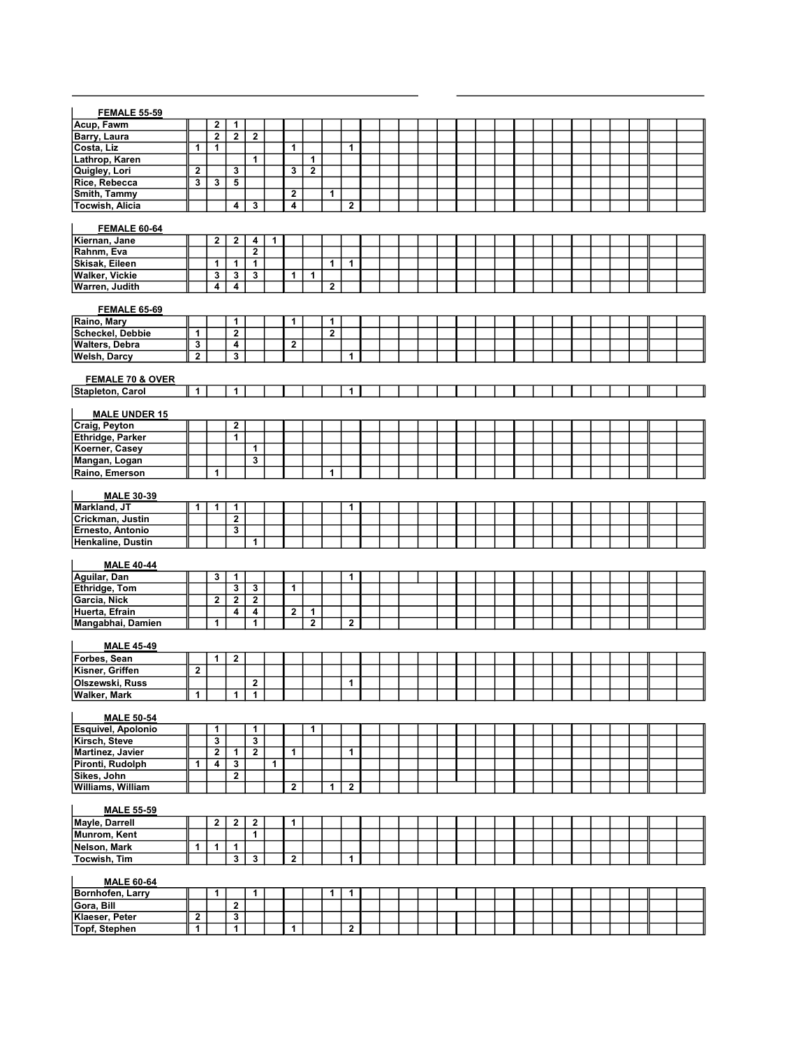| FEMALE 55-59 | | | | | | | | | |
|---|---|---|---|---|---|---|---|---|---|
| Acup, Fawm | | 2 | 1 | | | | | | |
| Barry, Laura | | 2 | 2 | 2 | | | | | |
| Costa, Liz | 1 | 1 | | | | 1 | | | 1 |
| Lathrop, Karen | | | | 1 | | | 1 | | |
| Quigley, Lori | 2 | | 3 | | | 3 | 2 | | |
| Rice, Rebecca | 3 | 3 | 5 | | | | | | |
| Smith, Tammy | | | | | | 2 | | 1 | |
| Tocwish, Alicia | | | 4 | 3 | | 4 | | | 2 |

| FEMALE 60-64 | | | | | | | | | |
|---|---|---|---|---|---|---|---|---|---|
| Kiernan, Jane | | 2 | 2 | 4 | 1 | | | | |
| Rahnm, Eva | | | | 2 | | | | | |
| Skisak, Eileen | | 1 | 1 | 1 | | | | 1 | 1 |
| Walker, Vickie | | 3 | 3 | 3 | | 1 | 1 | | |
| Warren, Judith | | 4 | 4 | | | | | 2 | |

| FEMALE 65-69 | | | | | | | | | |
|---|---|---|---|---|---|---|---|---|---|
| Raino, Mary | | | 1 | | | 1 | | 1 | |
| Scheckel, Debbie | 1 | | 2 | | | | | 2 | |
| Walters, Debra | 3 | | 4 | | | 2 | | | |
| Welsh, Darcy | 2 | | 3 | | | | | | 1 |

| FEMALE 70 & OVER | | | | | | | | | |
|---|---|---|---|---|---|---|---|---|---|
| Stapleton, Carol | 1 | | 1 | | | | | | 1 |

| MALE UNDER 15 | | | | | | | | | |
|---|---|---|---|---|---|---|---|---|---|
| Craig, Peyton | | | 2 | | | | | | |
| Ethridge, Parker | | | 1 | | | | | | |
| Koerner, Casey | | | | 1 | | | | | |
| Mangan, Logan | | | | 3 | | | | | |
| Raino, Emerson | | 1 | | | | | | 1 | |

| MALE 30-39 | | | | | | | | | |
|---|---|---|---|---|---|---|---|---|---|
| Markland, JT | 1 | 1 | 1 | | | | | | 1 |
| Crickman, Justin | | | 2 | | | | | | |
| Ernesto, Antonio | | | 3 | | | | | | |
| Henkaline, Dustin | | | | 1 | | | | | |

| MALE 40-44 | | | | | | | | | |
|---|---|---|---|---|---|---|---|---|---|
| Aguilar, Dan | | 3 | 1 | | | | | | 1 |
| Ethridge, Tom | | | 3 | 3 | | 1 | | | |
| Garcia, Nick | | 2 | 2 | 2 | | | | | |
| Huerta, Efrain | | | 4 | 4 | | 2 | 1 | | |
| Mangabhai, Damien | | 1 | | 1 | | | 2 | | 2 |

| MALE 45-49 | | | | | | | | | |
|---|---|---|---|---|---|---|---|---|---|
| Forbes, Sean | | 1 | 2 | | | | | | |
| Kisner, Griffen | 2 | | | | | | | | |
| Olszewski, Russ | | | | 2 | | | | | 1 |
| Walker, Mark | 1 | | 1 | 1 | | | | | |

| MALE 50-54 | | | | | | | | | |
|---|---|---|---|---|---|---|---|---|---|
| Esquivel, Apolonio | | 1 | | 1 | | | 1 | | |
| Kirsch, Steve | | 3 | | 3 | | | | | |
| Martinez, Javier | | 2 | 1 | 2 | | 1 | | | 1 |
| Pironti, Rudolph | 1 | 4 | 3 | | 1 | | | | |
| Sikes, John | | | 2 | | | | | | |
| Williams, William | | | | | | 2 | | 1 | 2 |

| MALE 55-59 | | | | | | | | | |
|---|---|---|---|---|---|---|---|---|---|
| Mayle, Darrell | | 2 | 2 | 2 | | 1 | | | |
| Munrom, Kent | | | | 1 | | | | | |
| Nelson, Mark | 1 | 1 | 1 | | | | | | |
| Tocwish, Tim | | | 3 | 3 | | 2 | | | 1 |

| MALE 60-64 | | | | | | | | | |
|---|---|---|---|---|---|---|---|---|---|
| Bornhofen, Larry | | 1 | | 1 | | | | 1 | 1 |
| Gora, Bill | | | 2 | | | | | | |
| Klaeser, Peter | 2 | | 3 | | | | | | |
| Topf, Stephen | 1 | | 1 | | | 1 | | | 2 |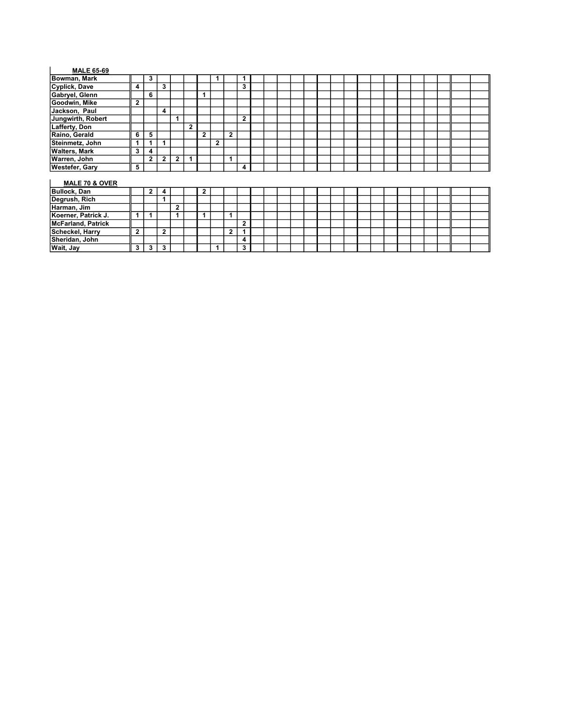**MALE 65-69**

| | | | | | | | | | | | | | | | | | | | | | | | | | | |
|---|---|---|---|---|---|---|---|---|---|---|---|---|---|---|---|---|---|---|---|---|---|---|---|---|---|---|
| Bowman, Mark | | 3 | | | | | 1 | | 1 | | | | | | | | | | | | | | | | | |
| Cyplick, Dave | 4 | | 3 | | | | | | 3 | | | | | | | | | | | | | | | | | |
| Gabryel, Glenn | | 6 | | | | 1 | | | | | | | | | | | | | | | | | | | | |
| Goodwin, Mike | 2 | | | | | | | | | | | | | | | | | | | | | | | | | |
| Jackson, Paul | | | 4 | | | | | | | | | | | | | | | | | | | | | | | |
| Jungwirth, Robert | | | | 1 | | | | | 2 | | | | | | | | | | | | | | | | | |
| Lafferty, Don | | | | | 2 | | | | | | | | | | | | | | | | | | | | | |
| Raino, Gerald | 6 | 5 | | | | 2 | | 2 | | | | | | | | | | | | | | | | | | |
| Steinmetz, John | 1 | 1 | 1 | | | | 2 | | | | | | | | | | | | | | | | | | | |
| Walters, Mark | 3 | 4 | | | | | | | | | | | | | | | | | | | | | | | | |
| Warren, John | | 2 | 2 | 2 | 1 | | | 1 | | | | | | | | | | | | | | | | | | |
| Westefer, Gary | 5 | | | | | | | | 4 | | | | | | | | | | | | | | | | | |

**MALE 70 & OVER**

| | | | | | | | | | | | | | | | | | | | | | | | | | | |
|---|---|---|---|---|---|---|---|---|---|---|---|---|---|---|---|---|---|---|---|---|---|---|---|---|---|---|
| Bullock, Dan | | 2 | 4 | | | 2 | | | | | | | | | | | | | | | | | | | | |
| Degrush, Rich | | | 1 | | | | | | | | | | | | | | | | | | | | | | | |
| Harman, Jim | | | | 2 | | | | | | | | | | | | | | | | | | | | | | |
| Koerner, Patrick J. | 1 | 1 | | 1 | | 1 | | 1 | | | | | | | | | | | | | | | | | | |
| McFarland, Patrick | | | | | | | | | 2 | | | | | | | | | | | | | | | | | |
| Scheckel, Harry | 2 | | 2 | | | | | 2 | 1 | | | | | | | | | | | | | | | | | |
| Sheridan, John | | | | | | | | | 4 | | | | | | | | | | | | | | | | | |
| Wait, Jay | 3 | 3 | 3 | | | | 1 | | 3 | | | | | | | | | | | | | | | | | |